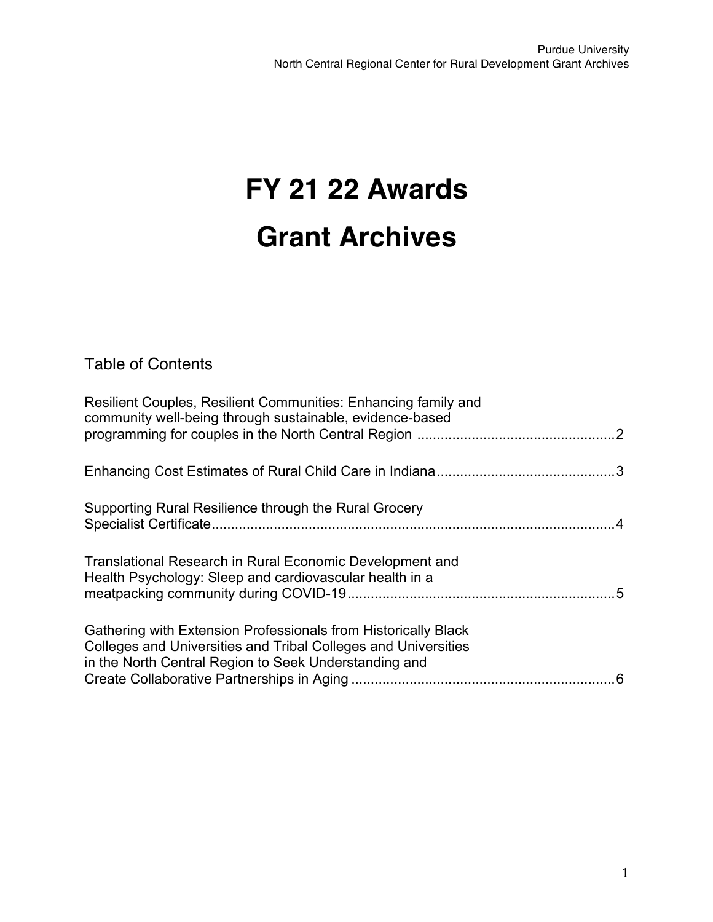# FY 21 22 Awards

# Grant Archives

## Table of Contents

Resilient Couples, Resilient Communities: Enhancing family and community well-being through sustainable, evidence-based programming for couples in the North Central Region .................................................. 2

Enhancing Cost Estimates of Rural Child Care in Indiana ............................................. 3

Supporting Rural Resilience through the Rural Grocery Specialist Certificate ........................................................................................................ 4

Translational Research in Rural Economic Development and Health Psychology: Sleep and cardiovascular health in a meatpacking community during COVID-19 .................................................................... 5

Gathering with Extension Professionals from Historically Black Colleges and Universities and Tribal Colleges and Universities in the North Central Region to Seek Understanding and Create Collaborative Partnerships in Aging .................................................................... 6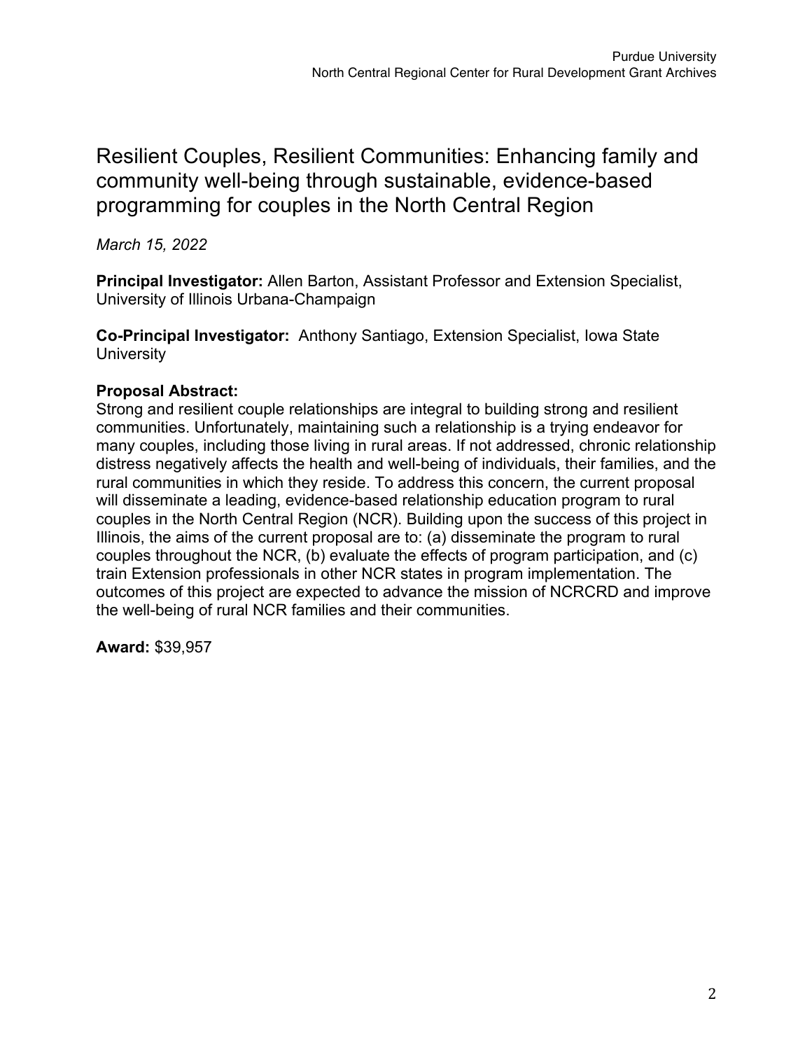# Resilient Couples, Resilient Communities: Enhancing family and community well-being through sustainable, evidence-based programming for couples in the North Central Region

*March 15, 2022*

**Principal Investigator:** Allen Barton, Assistant Professor and Extension Specialist, University of Illinois Urbana-Champaign

**Co-Principal Investigator:** Anthony Santiago, Extension Specialist, Iowa State University

**Proposal Abstract:**
Strong and resilient couple relationships are integral to building strong and resilient communities. Unfortunately, maintaining such a relationship is a trying endeavor for many couples, including those living in rural areas. If not addressed, chronic relationship distress negatively affects the health and well-being of individuals, their families, and the rural communities in which they reside. To address this concern, the current proposal will disseminate a leading, evidence-based relationship education program to rural couples in the North Central Region (NCR). Building upon the success of this project in Illinois, the aims of the current proposal are to: (a) disseminate the program to rural couples throughout the NCR, (b) evaluate the effects of program participation, and (c) train Extension professionals in other NCR states in program implementation. The outcomes of this project are expected to advance the mission of NCRCRD and improve the well-being of rural NCR families and their communities.

**Award:** $39,957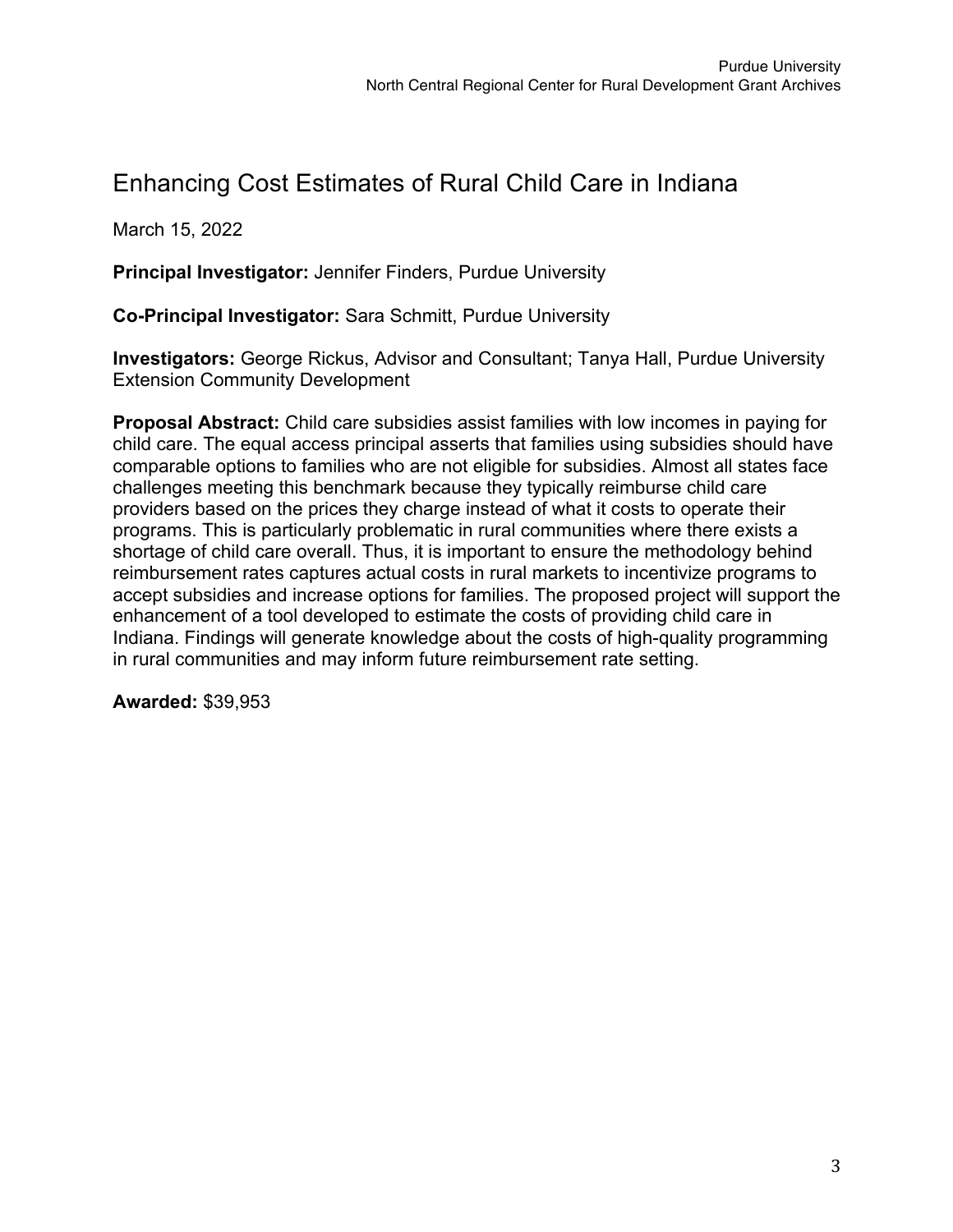# Enhancing Cost Estimates of Rural Child Care in Indiana

March 15, 2022

**Principal Investigator:** Jennifer Finders, Purdue University

**Co-Principal Investigator:** Sara Schmitt, Purdue University

**Investigators:** George Rickus, Advisor and Consultant; Tanya Hall, Purdue University Extension Community Development

**Proposal Abstract:** Child care subsidies assist families with low incomes in paying for child care. The equal access principal asserts that families using subsidies should have comparable options to families who are not eligible for subsidies. Almost all states face challenges meeting this benchmark because they typically reimburse child care providers based on the prices they charge instead of what it costs to operate their programs. This is particularly problematic in rural communities where there exists a shortage of child care overall. Thus, it is important to ensure the methodology behind reimbursement rates captures actual costs in rural markets to incentivize programs to accept subsidies and increase options for families. The proposed project will support the enhancement of a tool developed to estimate the costs of providing child care in Indiana. Findings will generate knowledge about the costs of high-quality programming in rural communities and may inform future reimbursement rate setting.

**Awarded:** $39,953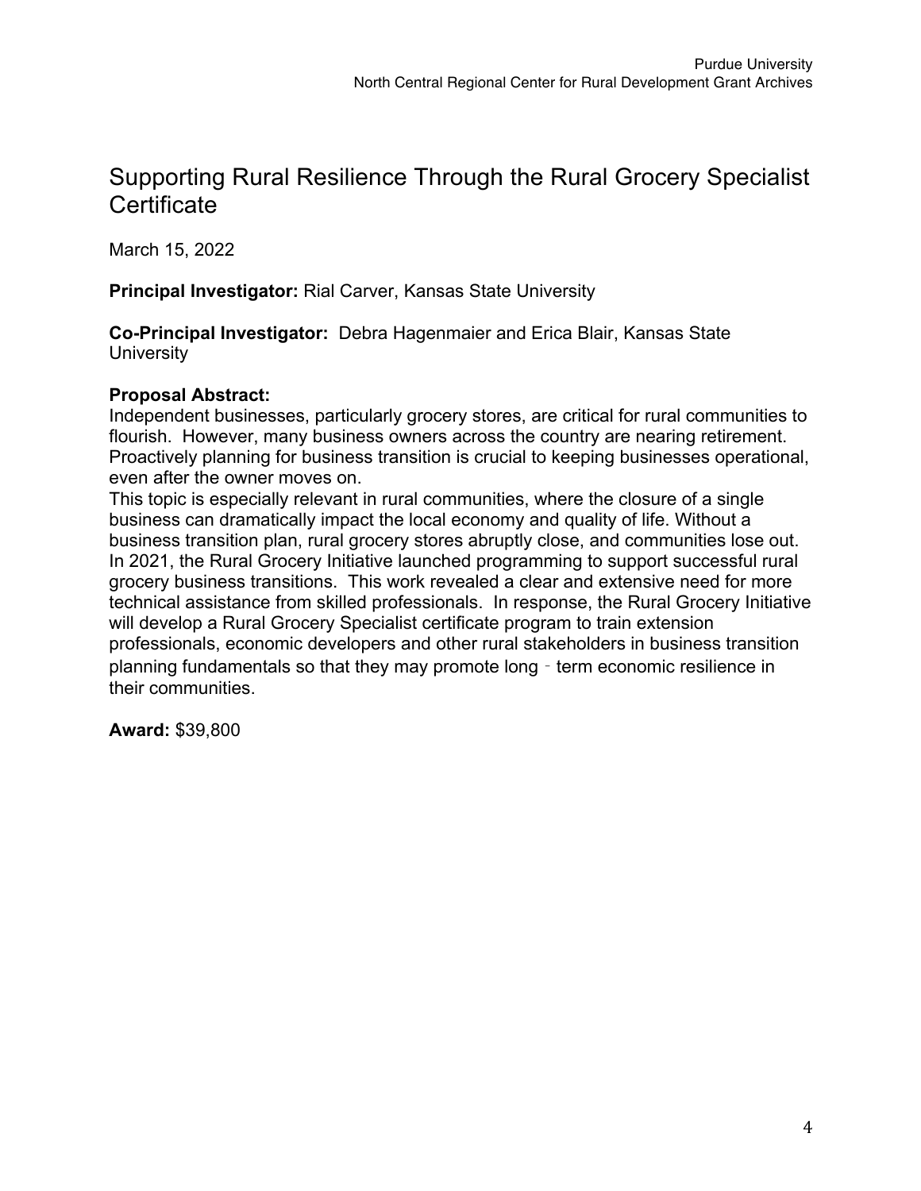# Supporting Rural Resilience Through the Rural Grocery Specialist Certificate

March 15, 2022

**Principal Investigator:** Rial Carver, Kansas State University

**Co-Principal Investigator:** Debra Hagenmaier and Erica Blair, Kansas State University

**Proposal Abstract:**
Independent businesses, particularly grocery stores, are critical for rural communities to flourish. However, many business owners across the country are nearing retirement. Proactively planning for business transition is crucial to keeping businesses operational, even after the owner moves on.
This topic is especially relevant in rural communities, where the closure of a single business can dramatically impact the local economy and quality of life. Without a business transition plan, rural grocery stores abruptly close, and communities lose out. In 2021, the Rural Grocery Initiative launched programming to support successful rural grocery business transitions. This work revealed a clear and extensive need for more technical assistance from skilled professionals. In response, the Rural Grocery Initiative will develop a Rural Grocery Specialist certificate program to train extension professionals, economic developers and other rural stakeholders in business transition planning fundamentals so that they may promote long‑term economic resilience in their communities.

**Award:** $39,800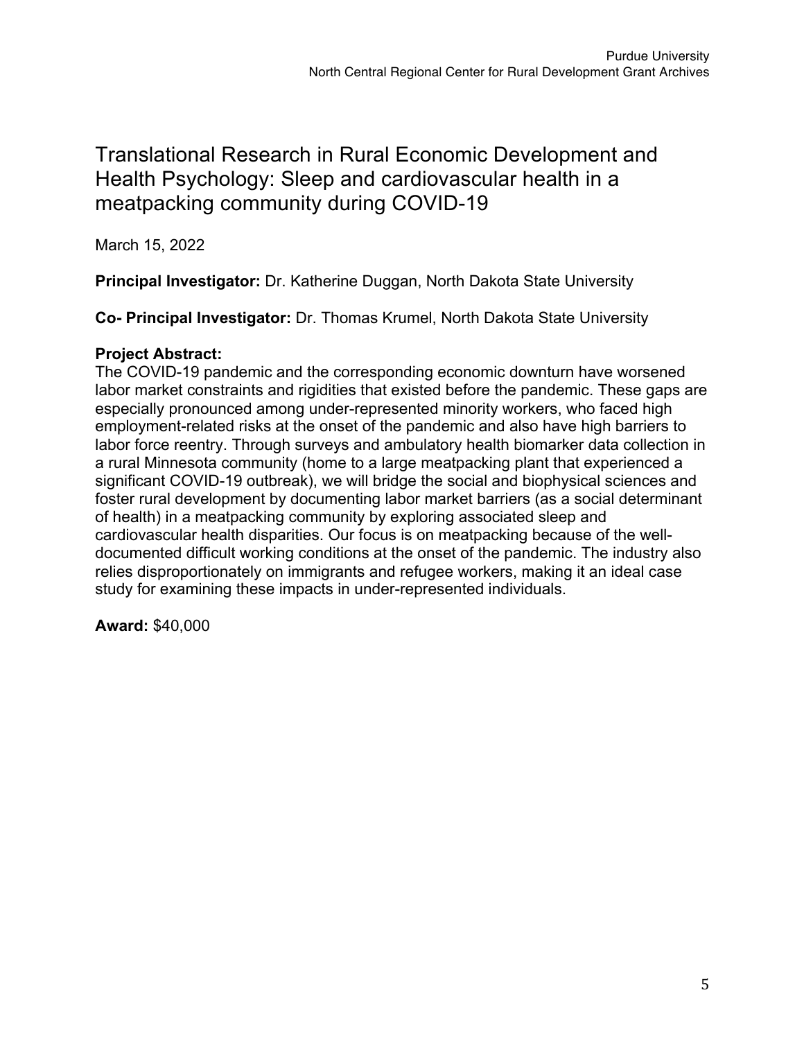# Translational Research in Rural Economic Development and Health Psychology: Sleep and cardiovascular health in a meatpacking community during COVID-19

March 15, 2022

**Principal Investigator:** Dr. Katherine Duggan, North Dakota State University

**Co- Principal Investigator:** Dr. Thomas Krumel, North Dakota State University

**Project Abstract:**
The COVID-19 pandemic and the corresponding economic downturn have worsened labor market constraints and rigidities that existed before the pandemic. These gaps are especially pronounced among under-represented minority workers, who faced high employment-related risks at the onset of the pandemic and also have high barriers to labor force reentry. Through surveys and ambulatory health biomarker data collection in a rural Minnesota community (home to a large meatpacking plant that experienced a significant COVID-19 outbreak), we will bridge the social and biophysical sciences and foster rural development by documenting labor market barriers (as a social determinant of health) in a meatpacking community by exploring associated sleep and cardiovascular health disparities. Our focus is on meatpacking because of the well-documented difficult working conditions at the onset of the pandemic. The industry also relies disproportionately on immigrants and refugee workers, making it an ideal case study for examining these impacts in under-represented individuals.

**Award:** $40,000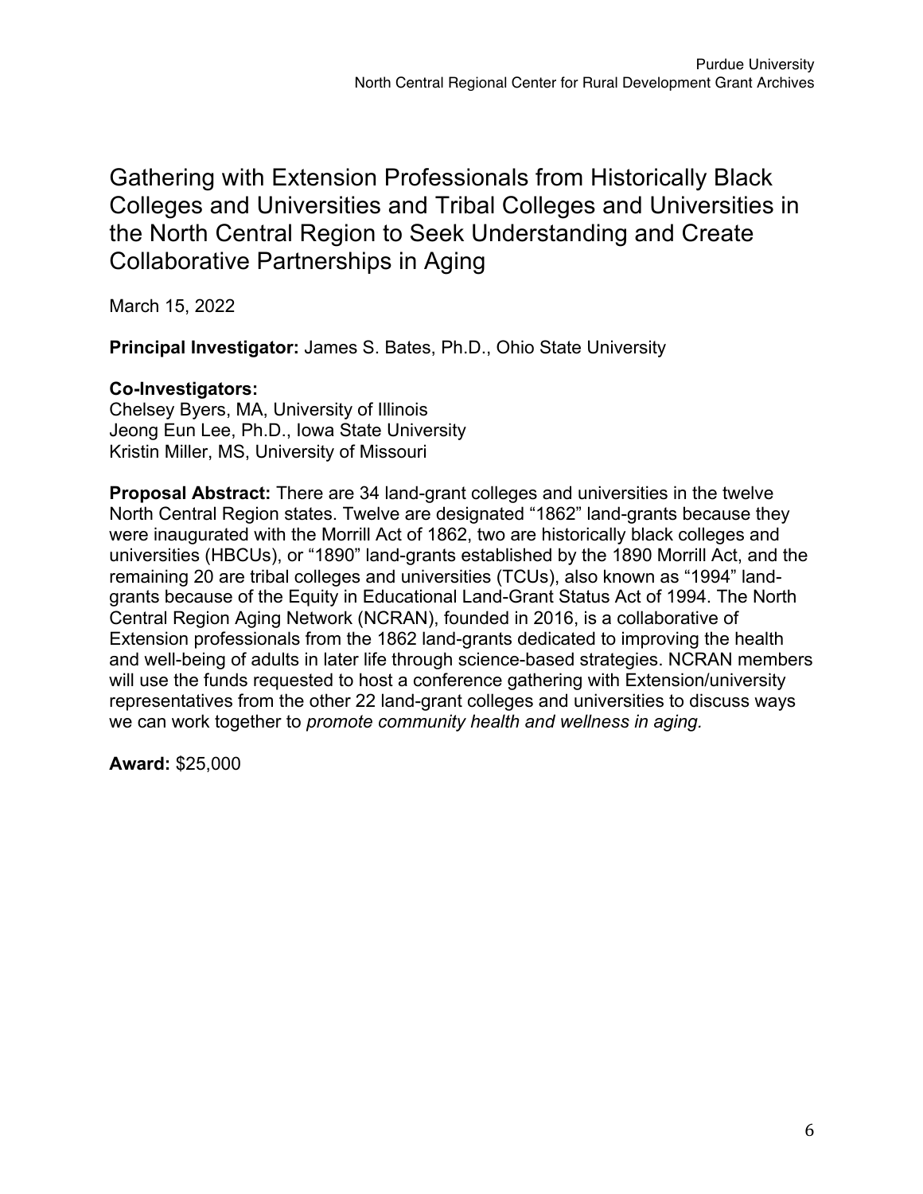# Gathering with Extension Professionals from Historically Black Colleges and Universities and Tribal Colleges and Universities in the North Central Region to Seek Understanding and Create Collaborative Partnerships in Aging

March 15, 2022

**Principal Investigator:** James S. Bates, Ph.D., Ohio State University

**Co-Investigators:**
Chelsey Byers, MA, University of Illinois
Jeong Eun Lee, Ph.D., Iowa State University
Kristin Miller, MS, University of Missouri

**Proposal Abstract:** There are 34 land-grant colleges and universities in the twelve North Central Region states. Twelve are designated "1862" land-grants because they were inaugurated with the Morrill Act of 1862, two are historically black colleges and universities (HBCUs), or "1890" land-grants established by the 1890 Morrill Act, and the remaining 20 are tribal colleges and universities (TCUs), also known as "1994" land-grants because of the Equity in Educational Land-Grant Status Act of 1994. The North Central Region Aging Network (NCRAN), founded in 2016, is a collaborative of Extension professionals from the 1862 land-grants dedicated to improving the health and well-being of adults in later life through science-based strategies. NCRAN members will use the funds requested to host a conference gathering with Extension/university representatives from the other 22 land-grant colleges and universities to discuss ways we can work together to *promote community health and wellness in aging.*

**Award:** $25,000